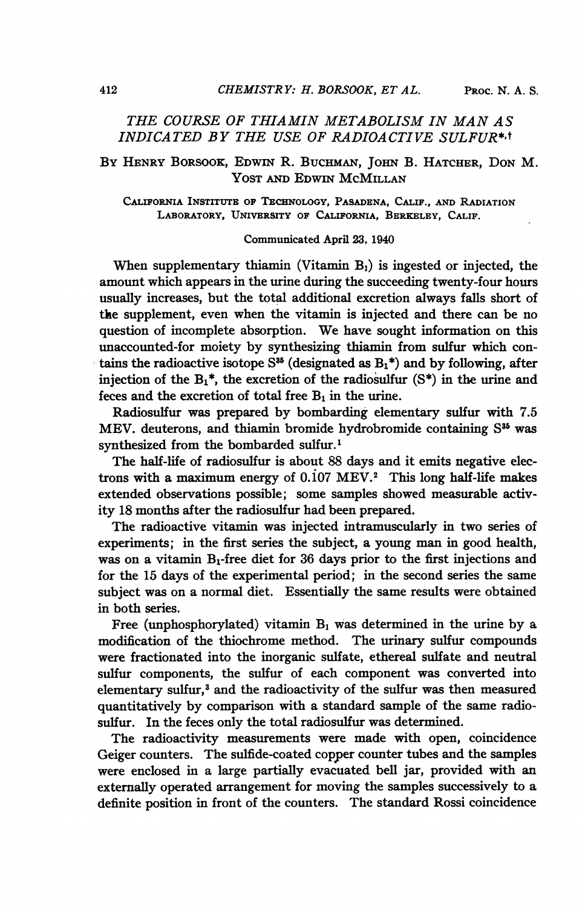# THE COURSE OF THIAMIN METABOLISM IN MAN AS INDICATED BY THE USE OF RADIOACTIVE SULFUR*,†

By Henry Borsook, Edwin R. Buchman, John B. Hatcher, Don M. Yost and Edwin McMillan

California Institute of Technology, Pasadena, Calif., and Radiation Laboratory, University of California, Berkeley, Calif.

Communicated April 23, 1940

When supplementary thiamin (Vitamin $B_1$) is ingested or injected, the amount which appears in the urine during the succeeding twenty-four hours usually increases, but the total additional excretion always falls short of the supplement, even when the vitamin is injected and there can be no question of incomplete absorption. We have sought information on this unaccounted-for moiety by synthesizing thiamin from sulfur which contains the radioactive isotope $S^{35}$ (designated as $B_1$*) and by following, after injection of the $B_1$*, the excretion of the radiosulfur (S*) in the urine and feces and the excretion of total free $B_1$ in the urine.

Radiosulfur was prepared by bombarding elementary sulfur with 7.5 MEV. deuterons, and thiamin bromide hydrobromide containing $S^{35}$ was synthesized from the bombarded sulfur.[1]

The half-life of radiosulfur is about 88 days and it emits negative electrons with a maximum energy of 0.107 MEV.[2] This long half-life makes extended observations possible; some samples showed measurable activity 18 months after the radiosulfur had been prepared.

The radioactive vitamin was injected intramuscularly in two series of experiments; in the first series the subject, a young man in good health, was on a vitamin $B_1$-free diet for 36 days prior to the first injections and for the 15 days of the experimental period; in the second series the same subject was on a normal diet. Essentially the same results were obtained in both series.

Free (unphosphorylated) vitamin $B_1$ was determined in the urine by a modification of the thiochrome method. The urinary sulfur compounds were fractionated into the inorganic sulfate, ethereal sulfate and neutral sulfur components, the sulfur of each component was converted into elementary sulfur,[3] and the radioactivity of the sulfur was then measured quantitatively by comparison with a standard sample of the same radiosulfur. In the feces only the total radiosulfur was determined.

The radioactivity measurements were made with open, coincidence Geiger counters. The sulfide-coated copper counter tubes and the samples were enclosed in a large partially evacuated bell jar, provided with an externally operated arrangement for moving the samples successively to a definite position in front of the counters. The standard Rossi coincidence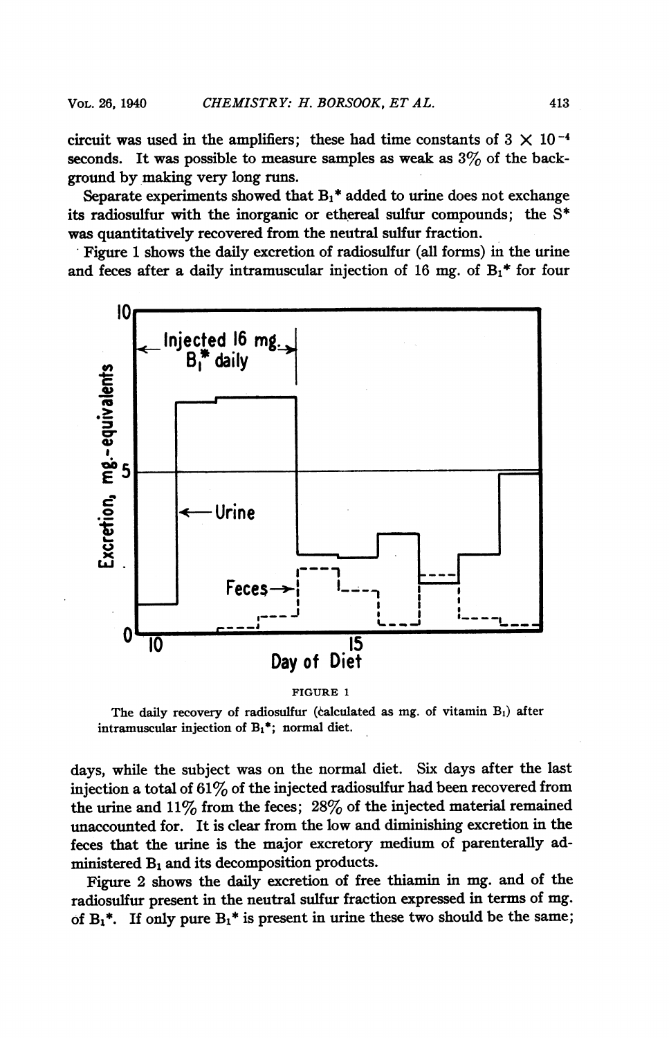circuit was used in the amplifiers; these had time constants of $3 \times 10^{-4}$ seconds. It was possible to measure samples as weak as 3% of the background by making very long runs.

Separate experiments showed that $B_1^*$ added to urine does not exchange its radiosulfur with the inorganic or ethereal sulfur compounds; the $S^*$ was quantitatively recovered from the neutral sulfur fraction.

Figure 1 shows the daily excretion of radiosulfur (all forms) in the urine and feces after a daily intramuscular injection of 16 mg. of $B_1^*$ for four

FIGURE 1

The daily recovery of radiosulfur (calculated as mg. of vitamin $B_1$) after intramuscular injection of $B_1^*$; normal diet.

days, while the subject was on the normal diet. Six days after the last injection a total of 61% of the injected radiosulfur had been recovered from the urine and 11% from the feces; 28% of the injected material remained unaccounted for. It is clear from the low and diminishing excretion in the feces that the urine is the major excretory medium of parenterally administered $B_1$ and its decomposition products.

Figure 2 shows the daily excretion of free thiamin in mg. and of the radiosulfur present in the neutral sulfur fraction expressed in terms of mg. of $B_1^*$. If only pure $B_1^*$ is present in urine these two should be the same;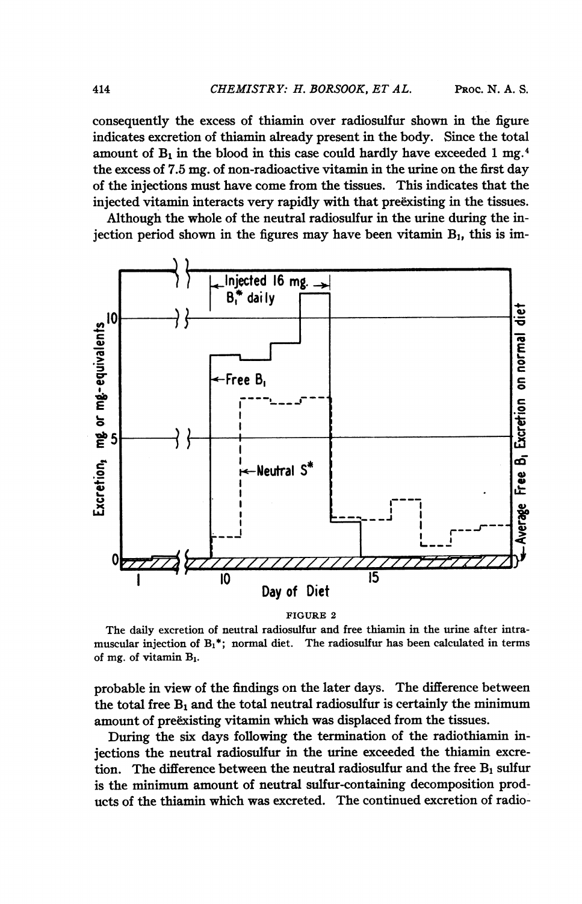consequently the excess of thiamin over radiosulfur shown in the figure indicates excretion of thiamin already present in the body. Since the total amount of $B_1$ in the blood in this case could hardly have exceeded 1 mg.[4] the excess of 7.5 mg. of non-radioactive vitamin in the urine on the first day of the injections must have come from the tissues. This indicates that the injected vitamin interacts very rapidly with that preëxisting in the tissues.

Although the whole of the neutral radiosulfur in the urine during the injection period shown in the figures may have been vitamin $B_1$, this is improbable in view of the findings on the later days. The difference between the total free $B_1$ and the total neutral radiosulfur is certainly the minimum amount of preëxisting vitamin which was displaced from the tissues.

FIGURE 2

The daily excretion of neutral radiosulfur and free thiamin in the urine after intramuscular injection of $B_1$*; normal diet. The radiosulfur has been calculated in terms of mg. of vitamin $B_1$.

During the six days following the termination of the radiothiamin injections the neutral radiosulfur in the urine exceeded the thiamin excretion. The difference between the neutral radiosulfur and the free $B_1$ sulfur is the minimum amount of neutral sulfur-containing decomposition products of the thiamin which was excreted. The continued excretion of radio-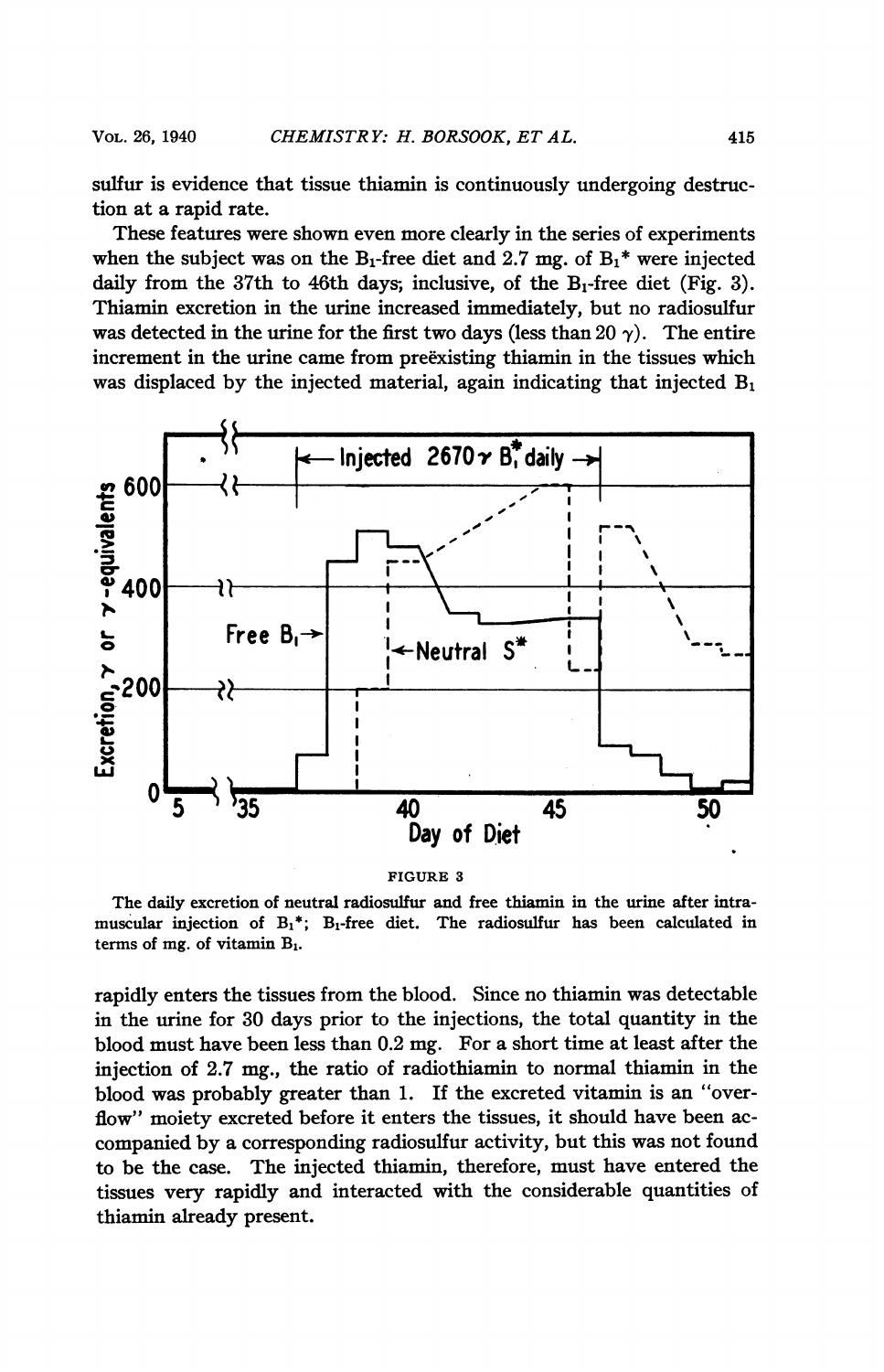sulfur is evidence that tissue thiamin is continuously undergoing destruction at a rapid rate.

These features were shown even more clearly in the series of experiments when the subject was on the $B_1$-free diet and 2.7 mg. of $B_1$* were injected daily from the 37th to 46th days; inclusive, of the $B_1$-free diet (Fig. 3). Thiamin excretion in the urine increased immediately, but no radiosulfur was detected in the urine for the first two days (less than 20 $\gamma$). The entire increment in the urine came from preëxisting thiamin in the tissues which was displaced by the injected material, again indicating that injected $B_1$

FIGURE 3

The daily excretion of neutral radiosulfur and free thiamin in the urine after intramuscular injection of $B_1$*; $B_1$-free diet. The radiosulfur has been calculated in terms of mg. of vitamin $B_1$.

rapidly enters the tissues from the blood. Since no thiamin was detectable in the urine for 30 days prior to the injections, the total quantity in the blood must have been less than 0.2 mg. For a short time at least after the injection of 2.7 mg., the ratio of radiothiamin to normal thiamin in the blood was probably greater than 1. If the excreted vitamin is an "overflow" moiety excreted before it enters the tissues, it should have been accompanied by a corresponding radiosulfur activity, but this was not found to be the case. The injected thiamin, therefore, must have entered the tissues very rapidly and interacted with the considerable quantities of thiamin already present.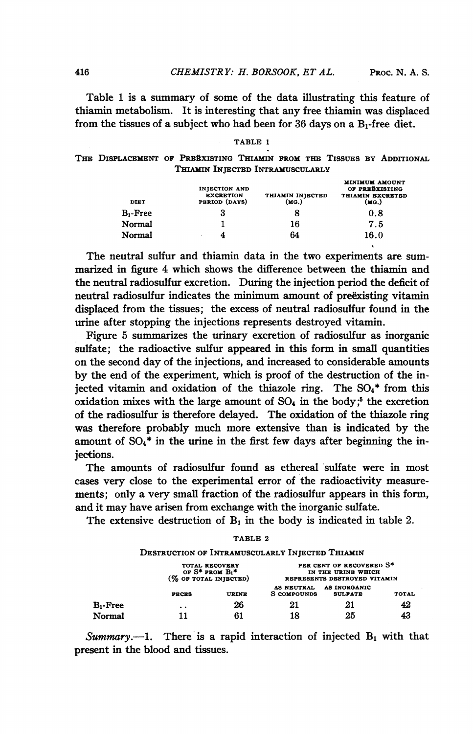Table 1 is a summary of some of the data illustrating this feature of thiamin metabolism. It is interesting that any free thiamin was displaced from the tissues of a subject who had been for 36 days on a $B_1$-free diet.

TABLE 1

THE DISPLACEMENT OF PREËXISTING THIAMIN FROM THE TISSUES BY ADDITIONAL THIAMIN INJECTED INTRAMUSCULARLY

| DIET | INJECTION AND EXCRETION PERIOD (DAYS) | THIAMIN INJECTED (MG.) | MINIMUM AMOUNT OF PREËXISTING THIAMIN EXCRETED (MG.) |
|---|---|---|---|
| $B_1$-Free | 3 | 8 | 0.8 |
| Normal | 1 | 16 | 7.5 |
| Normal | 4 | 64 | 16.0 |

The neutral sulfur and thiamin data in the two experiments are summarized in figure 4 which shows the difference between the thiamin and the neutral radiosulfur excretion. During the injection period the deficit of neutral radiosulfur indicates the minimum amount of preëxisting vitamin displaced from the tissues; the excess of neutral radiosulfur found in the urine after stopping the injections represents destroyed vitamin.

Figure 5 summarizes the urinary excretion of radiosulfur as inorganic sulfate; the radioactive sulfur appeared in this form in small quantities on the second day of the injections, and increased to considerable amounts by the end of the experiment, which is proof of the destruction of the injected vitamin and oxidation of the thiazole ring. The $SO_4^*$ from this oxidation mixes with the large amount of $SO_4$ in the body;[5] the excretion of the radiosulfur is therefore delayed. The oxidation of the thiazole ring was therefore probably much more extensive than is indicated by the amount of $SO_4^*$ in the urine in the first few days after beginning the injections.

The amounts of radiosulfur found as ethereal sulfate were in most cases very close to the experimental error of the radioactivity measurements; only a very small fraction of the radiosulfur appears in this form, and it may have arisen from exchange with the inorganic sulfate.

The extensive destruction of $B_1$ in the body is indicated in table 2.

TABLE 2

DESTRUCTION OF INTRAMUSCULARLY INJECTED THIAMIN

| | TOTAL RECOVERY OF S* FROM $B_1$* (% OF TOTAL INJECTED) | | PER CENT OF RECOVERED S* IN THE URINE WHICH REPRESENTS DESTROYED VITAMIN | | |
|---|---|---|---|---|---|
| | FECES | URINE | AS NEUTRAL S COMPOUNDS | AS INORGANIC SULFATE | TOTAL |
| $B_1$-Free | .. | 26 | 21 | 21 | 42 |
| Normal | 11 | 61 | 18 | 25 | 43 |

*Summary*.—1. There is a rapid interaction of injected $B_1$ with that present in the blood and tissues.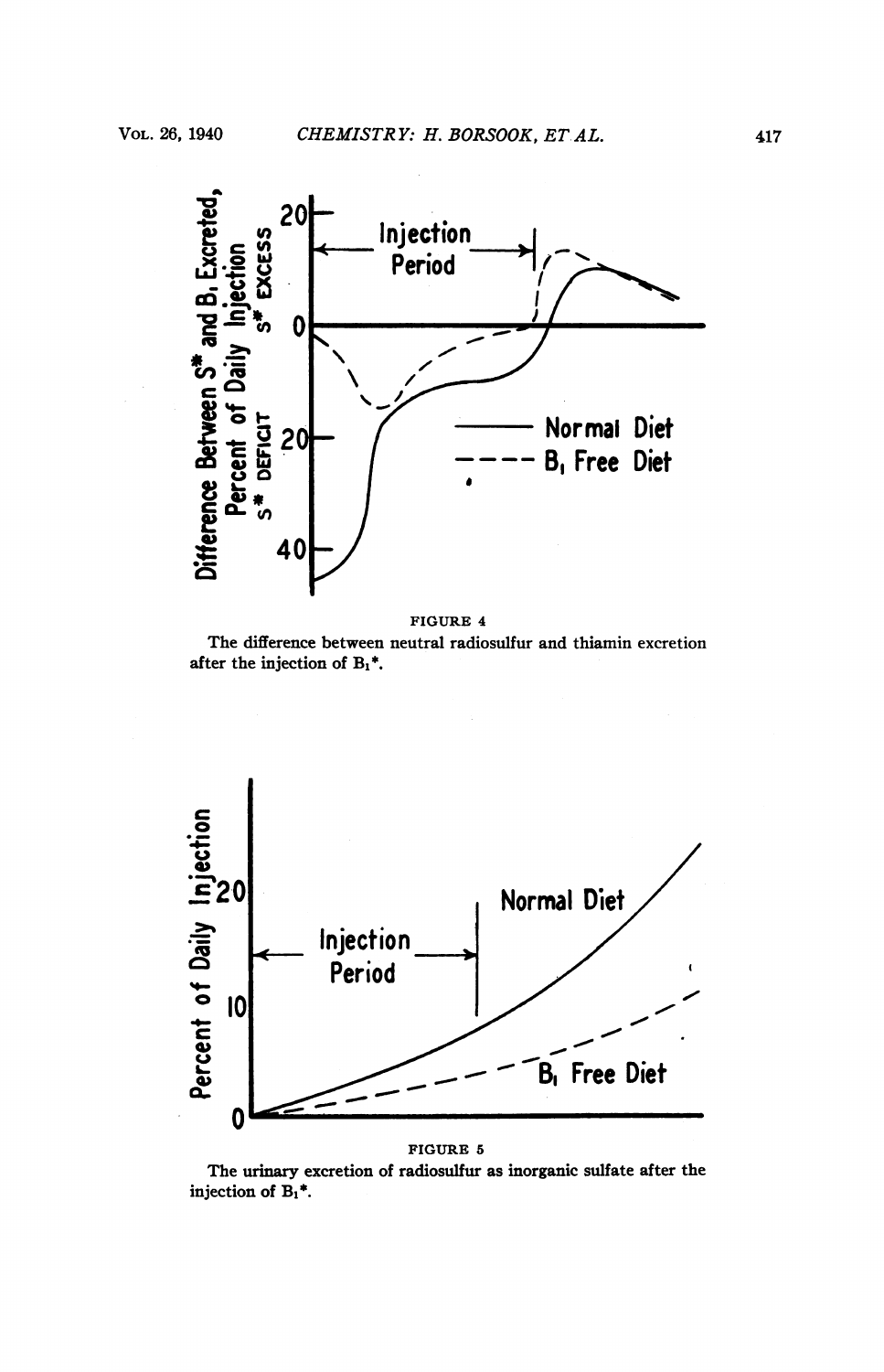FIGURE 4

The difference between neutral radiosulfur and thiamin excretion after the injection of $B_1$*.

FIGURE 5

The urinary excretion of radiosulfur as inorganic sulfate after the injection of $B_1$*.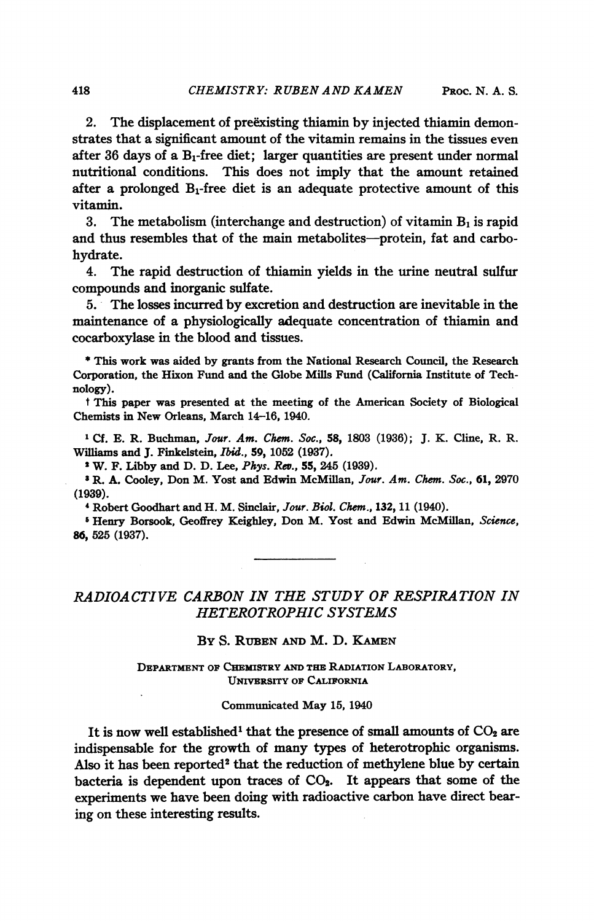2. The displacement of preëxisting thiamin by injected thiamin demonstrates that a significant amount of the vitamin remains in the tissues even after 36 days of a $B_1$-free diet; larger quantities are present under normal nutritional conditions. This does not imply that the amount retained after a prolonged $B_1$-free diet is an adequate protective amount of this vitamin.

3. The metabolism (interchange and destruction) of vitamin $B_1$ is rapid and thus resembles that of the main metabolites—protein, fat and carbohydrate.

4. The rapid destruction of thiamin yields in the urine neutral sulfur compounds and inorganic sulfate.

5. The losses incurred by excretion and destruction are inevitable in the maintenance of a physiologically adequate concentration of thiamin and cocarboxylase in the blood and tissues.

\* This work was aided by grants from the National Research Council, the Research Corporation, the Hixon Fund and the Globe Mills Fund (California Institute of Technology).

† This paper was presented at the meeting of the American Society of Biological Chemists in New Orleans, March 14–16, 1940.

[1] Cf. E. R. Buchman, *Jour. Am. Chem. Soc.*, **58**, 1803 (1936); J. K. Cline, R. R. Williams and J. Finkelstein, *Ibid.*, **59**, 1052 (1937).

[2] W. F. Libby and D. D. Lee, *Phys. Rev.*, **55**, 245 (1939).

[3] R. A. Cooley, Don M. Yost and Edwin McMillan, *Jour. Am. Chem. Soc.*, **61**, 2970 (1939).

[4] Robert Goodhart and H. M. Sinclair, *Jour. Biol. Chem.*, **132**, 11 (1940).

[5] Henry Borsook, Geoffrey Keighley, Don M. Yost and Edwin McMillan, *Science*, **86**, 525 (1937).

---

# *RADIOACTIVE CARBON IN THE STUDY OF RESPIRATION IN HETEROTROPHIC SYSTEMS*

By S. Ruben and M. D. Kamen

Department of Chemistry and the Radiation Laboratory, University of California

Communicated May 15, 1940

It is now well established[1] that the presence of small amounts of $CO_2$ are indispensable for the growth of many types of heterotrophic organisms. Also it has been reported[2] that the reduction of methylene blue by certain bacteria is dependent upon traces of $CO_2$. It appears that some of the experiments we have been doing with radioactive carbon have direct bearing on these interesting results.